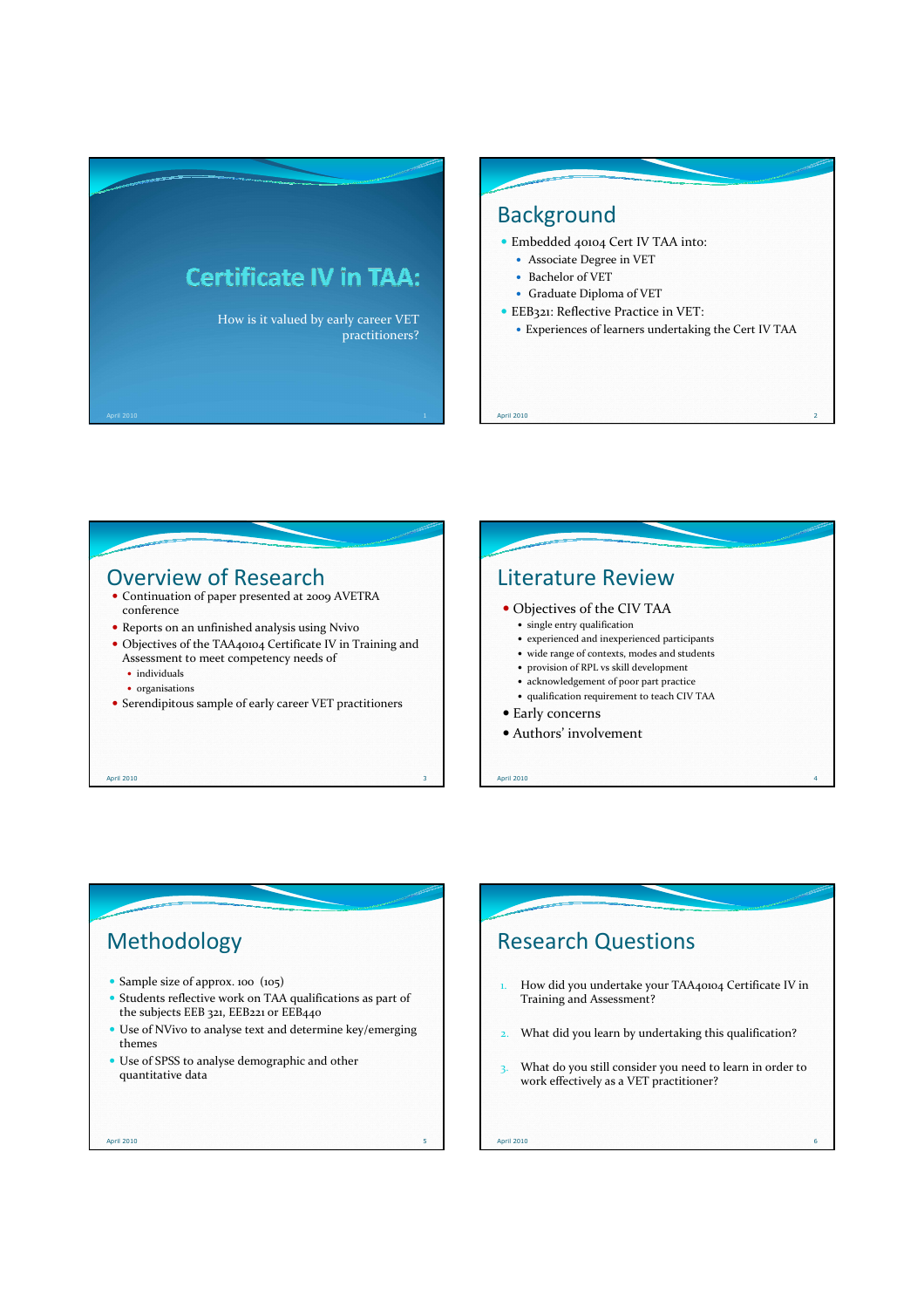# Certificate IV in TAA:

How is it valued by early career VET practitioners?

## Background

- Embedded 40104 Cert IV TAA into:
  - Associate Degree in VET
  - Bachelor of VET
  - Graduate Diploma of VET
- EEB321: Reflective Practice in VET:
  - Experiences of learners undertaking the Cert IV TAA

## Overview of Research

- Continuation of paper presented at 2009 AVETRA conference
- Reports on an unfinished analysis using Nvivo
- Objectives of the TAA40104 Certificate IV in Training and Assessment to meet competency needs of
  - individuals
  - organisations
- Serendipitous sample of early career VET practitioners

## Literature Review

- Objectives of the CIV TAA
  - single entry qualification
  - experienced and inexperienced participants
  - wide range of contexts, modes and students
  - provision of RPL vs skill development
  - acknowledgement of poor part practice
  - qualification requirement to teach CIV TAA
- Early concerns
- Authors' involvement

## Methodology

- Sample size of approx. 100 (105)
- Students reflective work on TAA qualifications as part of the subjects EEB 321, EEB221 or EEB440
- Use of NVivo to analyse text and determine key/emerging themes
- Use of SPSS to analyse demographic and other quantitative data

## Research Questions

1. How did you undertake your TAA40104 Certificate IV in Training and Assessment?
2. What did you learn by undertaking this qualification?
3. What do you still consider you need to learn in order to work effectively as a VET practitioner?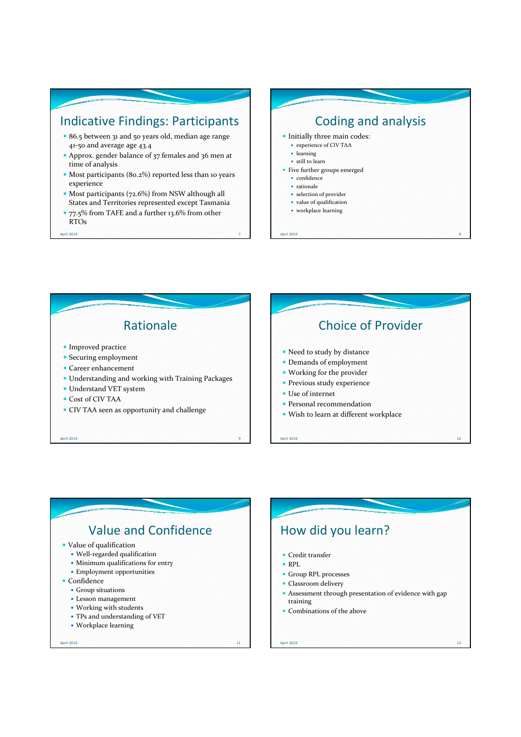## Indicative Findings: Participants

- 86.5 between 31 and 50 years old, median age range 41-50 and average age 43.4
- Approx. gender balance of 37 females and 36 men at time of analysis
- Most participants (80.2%) reported less than 10 years experience
- Most participants (72.6%) from NSW although all States and Territories represented except Tasmania
- 77.5% from TAFE and a further 13.6% from other RTOs

## Coding and analysis

- Initially three main codes:
  - experience of CIV TAA
  - learning
  - still to learn
- Five further groups emerged
  - confidence
  - rationale
  - selection of provider
  - value of qualification
  - workplace learning

## Rationale

- Improved practice
- Securing employment
- Career enhancement
- Understanding and working with Training Packages
- Understand VET system
- Cost of CIV TAA
- CIV TAA seen as opportunity and challenge

## Choice of Provider

- Need to study by distance
- Demands of employment
- Working for the provider
- Previous study experience
- Use of internet
- Personal recommendation
- Wish to learn at different workplace

## Value and Confidence

- Value of qualification
  - Well-regarded qualification
  - Minimum qualifications for entry
  - Employment opportunities
- Confidence
  - Group situations
  - Lesson management
  - Working with students
  - TPs and understanding of VET
  - Workplace learning

## How did you learn?

- Credit transfer
- RPL
- Group RPL processes
- Classroom delivery
- Assessment through presentation of evidence with gap training
- Combinations of the above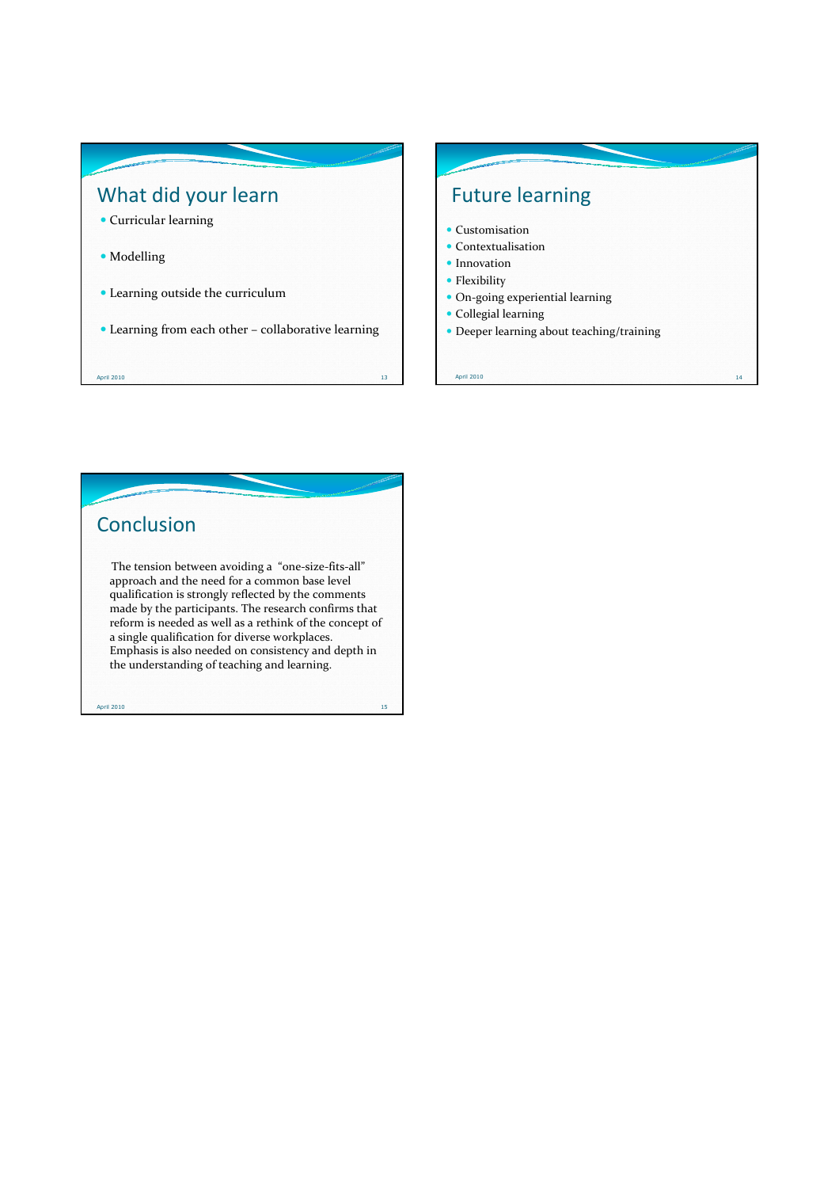## What did your learn

- Curricular learning
- Modelling
- Learning outside the curriculum
- Learning from each other – collaborative learning

## Future learning

- Customisation
- Contextualisation
- Innovation
- Flexibility
- On-going experiential learning
- Collegial learning
- Deeper learning about teaching/training

## Conclusion

The tension between avoiding a "one-size-fits-all" approach and the need for a common base level qualification is strongly reflected by the comments made by the participants. The research confirms that reform is needed as well as a rethink of the concept of a single qualification for diverse workplaces. Emphasis is also needed on consistency and depth in the understanding of teaching and learning.